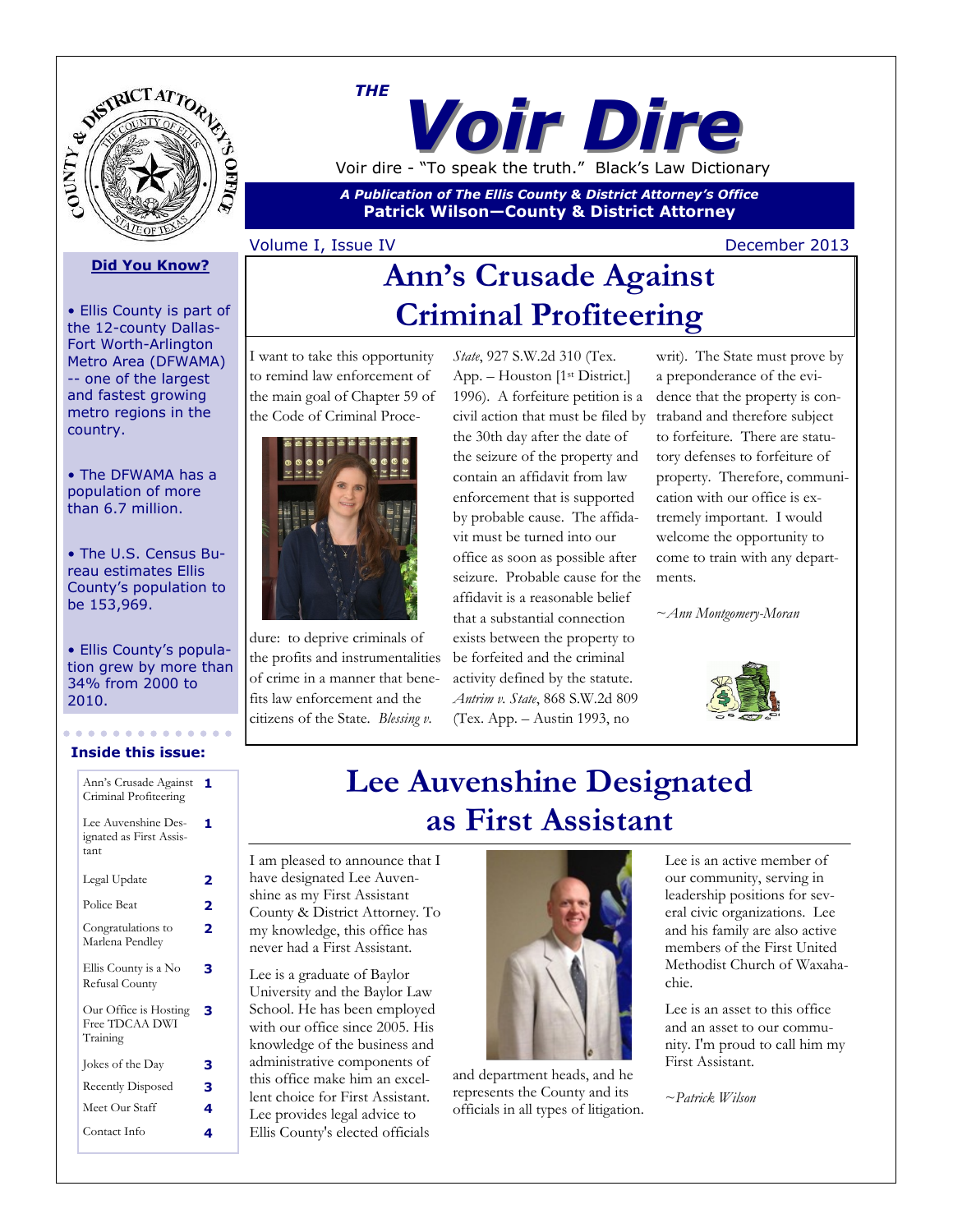# THE Voir Dire

Voir dire - "To speak the truth." Black's Law Dictionary

***A Publication of The Ellis County & District Attorney's Office***
**Patrick Wilson—County & District Attorney**

Volume I, Issue IV — December 2013

## Ann's Crusade Against Criminal Profiteering

I want to take this opportunity to remind law enforcement of the main goal of Chapter 59 of the Code of Criminal Procedure: to deprive criminals of the profits and instrumentalities of crime in a manner that benefits law enforcement and the citizens of the State. *Blessing v. State*, 927 S.W.2d 310 (Tex. App. – Houston [1st District.] 1996). A forfeiture petition is a civil action that must be filed by the 30th day after the date of the seizure of the property and contain an affidavit from law enforcement that is supported by probable cause. The affidavit must be turned into our office as soon as possible after seizure. Probable cause for the affidavit is a reasonable belief that a substantial connection exists between the property to be forfeited and the criminal activity defined by the statute. *Antrim v. State*, 868 S.W.2d 809 (Tex. App. – Austin 1993, no writ). The State must prove by a preponderance of the evidence that the property is contraband and therefore subject to forfeiture. There are statutory defenses to forfeiture of property. Therefore, communication with our office is extremely important. I would welcome the opportunity to come to train with any departments.

*~Ann Montgomery-Moran*

## Lee Auvenshine Designated as First Assistant

I am pleased to announce that I have designated Lee Auvenshine as my First Assistant County & District Attorney. To my knowledge, this office has never had a First Assistant.

Lee is a graduate of Baylor University and the Baylor Law School. He has been employed with our office since 2005. His knowledge of the business and administrative components of this office make him an excellent choice for First Assistant. Lee provides legal advice to Ellis County's elected officials and department heads, and he represents the County and its officials in all types of litigation.

Lee is an active member of our community, serving in leadership positions for several civic organizations. Lee and his family are also active members of the First United Methodist Church of Waxahachie.

Lee is an asset to this office and an asset to our community. I'm proud to call him my First Assistant.

*~Patrick Wilson*

### Did You Know?

- Ellis County is part of the 12-county Dallas-Fort Worth-Arlington Metro Area (DFWAMA) -- one of the largest and fastest growing metro regions in the country.
- The DFWAMA has a population of more than 6.7 million.
- The U.S. Census Bureau estimates Ellis County's population to be 153,969.
- Ellis County's population grew by more than 34% from 2000 to 2010.

### Inside this issue:

| Article | Page |
|---|---|
| Ann's Crusade Against Criminal Profiteering | 1 |
| Lee Auvenshine Designated as First Assistant | 1 |
| Legal Update | 2 |
| Police Beat | 2 |
| Congratulations to Marlena Pendley | 2 |
| Ellis County is a No Refusal County | 3 |
| Our Office is Hosting Free TDCAA DWI Training | 3 |
| Jokes of the Day | 3 |
| Recently Disposed | 3 |
| Meet Our Staff | 4 |
| Contact Info | 4 |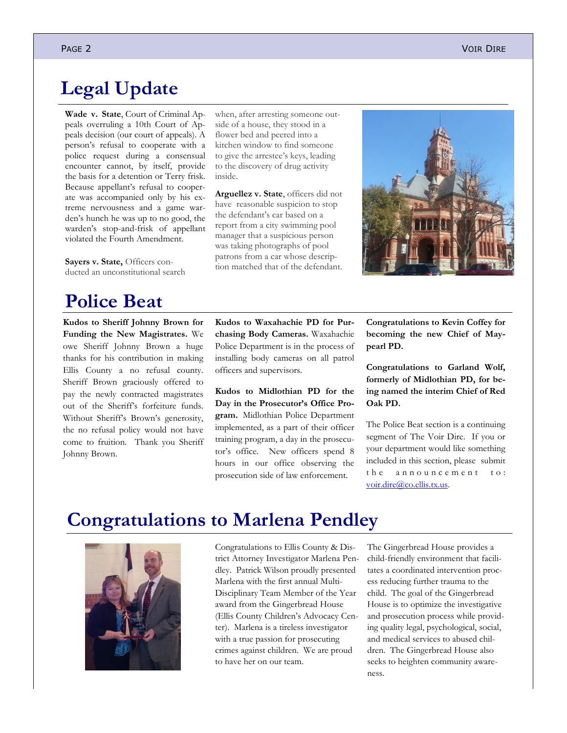# Legal Update

**Wade v. State**, Court of Criminal Appeals overruling a 10th Court of Appeals decision (our court of appeals). A person's refusal to cooperate with a police request during a consensual encounter cannot, by itself, provide the basis for a detention or Terry frisk. Because appellant's refusal to cooperate was accompanied only by his extreme nervousness and a game warden's hunch he was up to no good, the warden's stop-and-frisk of appellant violated the Fourth Amendment.

**Sayers v. State,** Officers conducted an unconstitutional search when, after arresting someone outside of a house, they stood in a flower bed and peered into a kitchen window to find someone to give the arrestee's keys, leading to the discovery of drug activity inside.

**Arguellez v. State**, officers did not have reasonable suspicion to stop the defendant's car based on a report from a city swimming pool manager that a suspicious person was taking photographs of pool patrons from a car whose description matched that of the defendant.

# Police Beat

**Kudos to Sheriff Johnny Brown for Funding the New Magistrates.** We owe Sheriff Johnny Brown a huge thanks for his contribution in making Ellis County a no refusal county. Sheriff Brown graciously offered to pay the newly contracted magistrates out of the Sheriff's forfeiture funds. Without Sheriff's Brown's generosity, the no refusal policy would not have come to fruition. Thank you Sheriff Johnny Brown.

**Kudos to Waxahachie PD for Purchasing Body Cameras.** Waxahachie Police Department is in the process of installing body cameras on all patrol officers and supervisors.

**Kudos to Midlothian PD for the Day in the Prosecutor's Office Program.** Midlothian Police Department implemented, as a part of their officer training program, a day in the prosecutor's office. New officers spend 8 hours in our office observing the prosecution side of law enforcement.

**Congratulations to Kevin Coffey for becoming the new Chief of Maypearl PD.**

**Congratulations to Garland Wolf, formerly of Midlothian PD, for being named the interim Chief of Red Oak PD.**

The Police Beat section is a continuing segment of The Voir Dire. If you or your department would like something included in this section, please submit the announcement to: voir.dire@co.ellis.tx.us.

# Congratulations to Marlena Pendley

Congratulations to Ellis County & District Attorney Investigator Marlena Pendley. Patrick Wilson proudly presented Marlena with the first annual Multi-Disciplinary Team Member of the Year award from the Gingerbread House (Ellis County Children's Advocacy Center). Marlena is a tireless investigator with a true passion for prosecuting crimes against children. We are proud to have her on our team.

The Gingerbread House provides a child-friendly environment that facilitates a coordinated intervention process reducing further trauma to the child. The goal of the Gingerbread House is to optimize the investigative and prosecution process while providing quality legal, psychological, social, and medical services to abused children. The Gingerbread House also seeks to heighten community awareness.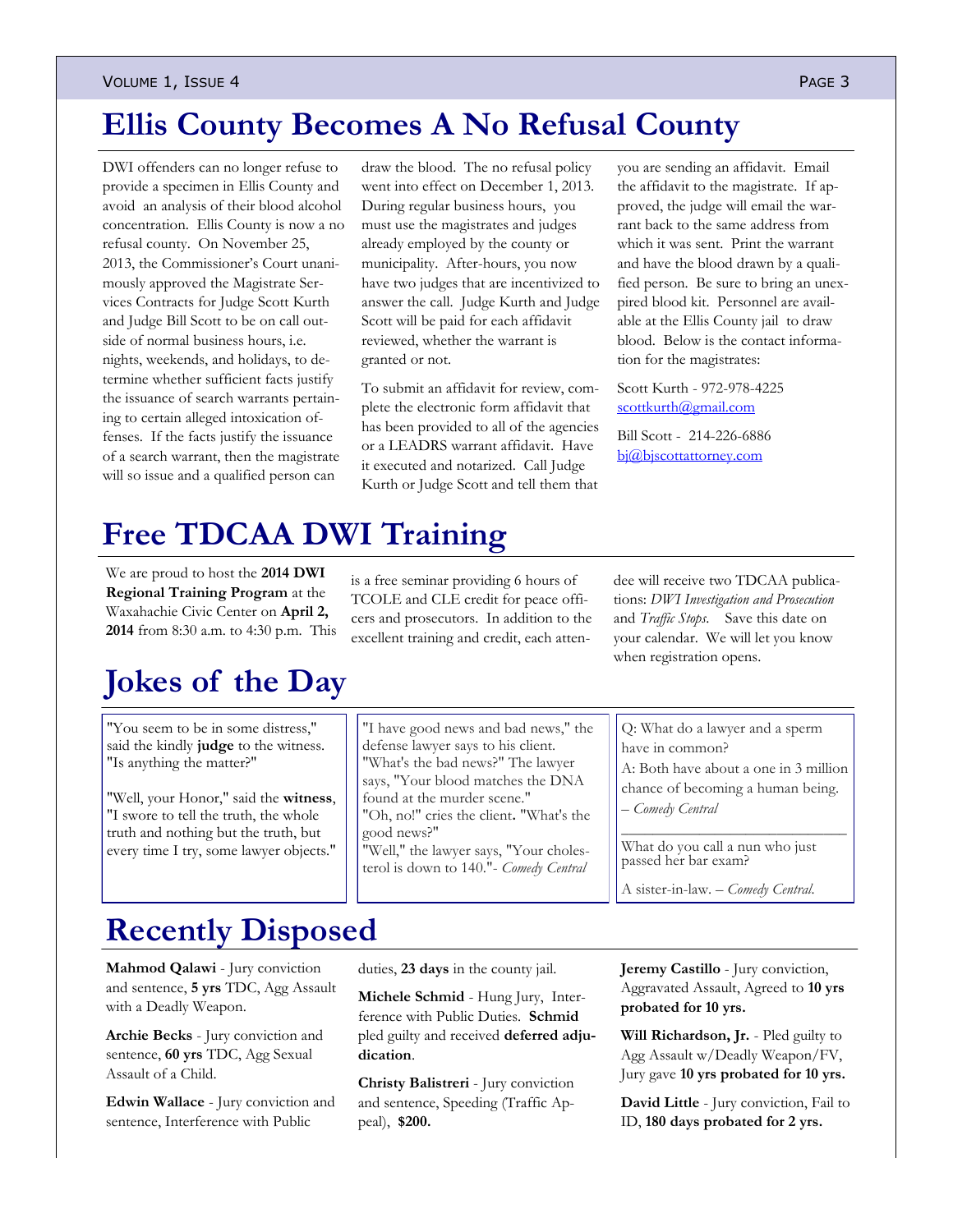# Ellis County Becomes A No Refusal County

DWI offenders can no longer refuse to provide a specimen in Ellis County and avoid an analysis of their blood alcohol concentration. Ellis County is now a no refusal county. On November 25, 2013, the Commissioner's Court unanimously approved the Magistrate Services Contracts for Judge Scott Kurth and Judge Bill Scott to be on call outside of normal business hours, i.e. nights, weekends, and holidays, to determine whether sufficient facts justify the issuance of search warrants pertaining to certain alleged intoxication offenses. If the facts justify the issuance of a search warrant, then the magistrate will so issue and a qualified person can draw the blood. The no refusal policy went into effect on December 1, 2013. During regular business hours, you must use the magistrates and judges already employed by the county or municipality. After-hours, you now have two judges that are incentivized to answer the call. Judge Kurth and Judge Scott will be paid for each affidavit reviewed, whether the warrant is granted or not.

To submit an affidavit for review, complete the electronic form affidavit that has been provided to all of the agencies or a LEADRS warrant affidavit. Have it executed and notarized. Call Judge Kurth or Judge Scott and tell them that you are sending an affidavit. Email the affidavit to the magistrate. If approved, the judge will email the warrant back to the same address from which it was sent. Print the warrant and have the blood drawn by a qualified person. Be sure to bring an unexpired blood kit. Personnel are available at the Ellis County jail to draw blood. Below is the contact information for the magistrates:

Scott Kurth - 972-978-4225
scottkurth@gmail.com

Bill Scott - 214-226-6886
bj@bjscottattorney.com

# Free TDCAA DWI Training

We are proud to host the **2014 DWI Regional Training Program** at the Waxahachie Civic Center on **April 2, 2014** from 8:30 a.m. to 4:30 p.m. This is a free seminar providing 6 hours of TCOLE and CLE credit for peace officers and prosecutors. In addition to the excellent training and credit, each attendee will receive two TDCAA publications: *DWI Investigation and Prosecution* and *Traffic Stops*. Save this date on your calendar. We will let you know when registration opens.

# Jokes of the Day

"You seem to be in some distress," said the kindly **judge** to the witness. "Is anything the matter?"

"Well, your Honor," said the **witness**, "I swore to tell the truth, the whole truth and nothing but the truth, but every time I try, some lawyer objects."

"I have good news and bad news," the defense lawyer says to his client. "What's the bad news?" The lawyer says, "Your blood matches the DNA found at the murder scene." "Oh, no!" cries the client. "What's the good news?" "Well," the lawyer says, "Your cholesterol is down to 140."- *Comedy Central*

Q: What do a lawyer and a sperm have in common?

A: Both have about a one in 3 million chance of becoming a human being. – *Comedy Central*

What do you call a nun who just passed her bar exam?

A sister-in-law. – *Comedy Central.*

# Recently Disposed

**Mahmod Qalawi** - Jury conviction and sentence, **5 yrs** TDC, Agg Assault with a Deadly Weapon.

**Archie Becks** - Jury conviction and sentence, **60 yrs** TDC, Agg Sexual Assault of a Child.

**Edwin Wallace** - Jury conviction and sentence, Interference with Public duties, **23 days** in the county jail.

**Michele Schmid** - Hung Jury, Interference with Public Duties. **Schmid** pled guilty and received **deferred adjudication**.

**Christy Balistreri** - Jury conviction and sentence, Speeding (Traffic Appeal), **$200.**

**Jeremy Castillo** - Jury conviction, Aggravated Assault, Agreed to **10 yrs probated for 10 yrs.**

**Will Richardson, Jr.** - Pled guilty to Agg Assault w/Deadly Weapon/FV, Jury gave **10 yrs probated for 10 yrs.**

**David Little** - Jury conviction, Fail to ID, **180 days probated for 2 yrs.**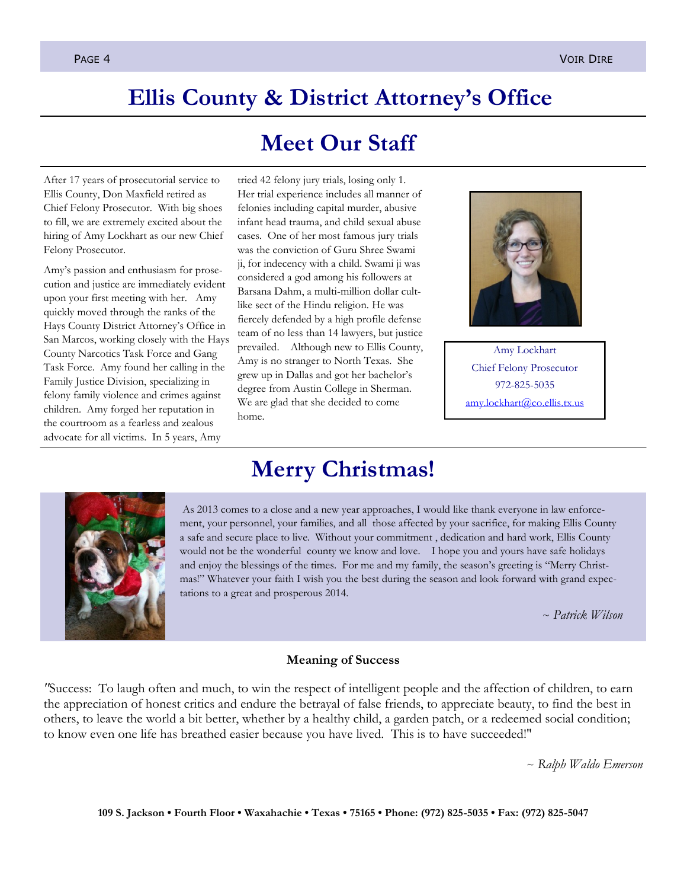# Ellis County & District Attorney's Office

## Meet Our Staff

After 17 years of prosecutorial service to Ellis County, Don Maxfield retired as Chief Felony Prosecutor. With big shoes to fill, we are extremely excited about the hiring of Amy Lockhart as our new Chief Felony Prosecutor.

Amy's passion and enthusiasm for prosecution and justice are immediately evident upon your first meeting with her. Amy quickly moved through the ranks of the Hays County District Attorney's Office in San Marcos, working closely with the Hays County Narcotics Task Force and Gang Task Force. Amy found her calling in the Family Justice Division, specializing in felony family violence and crimes against children. Amy forged her reputation in the courtroom as a fearless and zealous advocate for all victims. In 5 years, Amy tried 42 felony jury trials, losing only 1. Her trial experience includes all manner of felonies including capital murder, abusive infant head trauma, and child sexual abuse cases. One of her most famous jury trials was the conviction of Guru Shree Swami ji, for indecency with a child. Swami ji was considered a god among his followers at Barsana Dahm, a multi-million dollar cult-like sect of the Hindu religion. He was fiercely defended by a high profile defense team of no less than 14 lawyers, but justice prevailed. Although new to Ellis County, Amy is no stranger to North Texas. She grew up in Dallas and got her bachelor's degree from Austin College in Sherman. We are glad that she decided to come home.

Amy Lockhart
Chief Felony Prosecutor
972-825-5035
amy.lockhart@co.ellis.tx.us

## Merry Christmas!

As 2013 comes to a close and a new year approaches, I would like thank everyone in law enforcement, your personnel, your families, and all those affected by your sacrifice, for making Ellis County a safe and secure place to live. Without your commitment , dedication and hard work, Ellis County would not be the wonderful county we know and love. I hope you and yours have safe holidays and enjoy the blessings of the times. For me and my family, the season's greeting is "Merry Christmas!" Whatever your faith I wish you the best during the season and look forward with grand expectations to a great and prosperous 2014.

*~ Patrick Wilson*

**Meaning of Success**

"Success: To laugh often and much, to win the respect of intelligent people and the affection of children, to earn the appreciation of honest critics and endure the betrayal of false friends, to appreciate beauty, to find the best in others, to leave the world a bit better, whether by a healthy child, a garden patch, or a redeemed social condition; to know even one life has breathed easier because you have lived. This is to have succeeded!"

*~ Ralph Waldo Emerson*

**109 S. Jackson • Fourth Floor • Waxahachie • Texas • 75165 • Phone: (972) 825-5035 • Fax: (972) 825-5047**